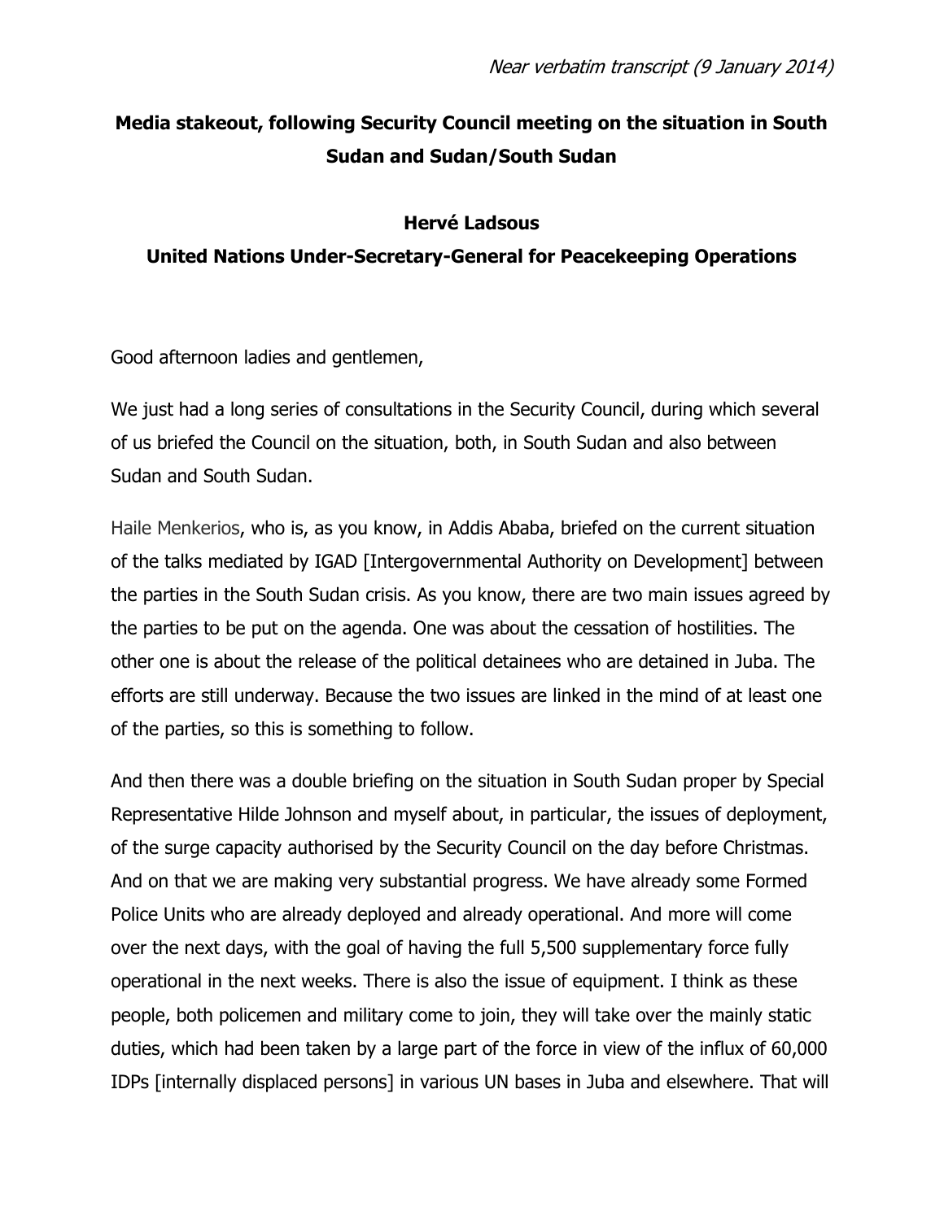*Near verbatim transcript (9 January 2014)*

**Media stakeout, following Security Council meeting on the situation in South Sudan and Sudan/South Sudan**

**Hervé Ladsous**

**United Nations Under-Secretary-General for Peacekeeping Operations**

Good afternoon ladies and gentlemen,

We just had a long series of consultations in the Security Council, during which several of us briefed the Council on the situation, both, in South Sudan and also between Sudan and South Sudan.

Haile Menkerios, who is, as you know, in Addis Ababa, briefed on the current situation of the talks mediated by IGAD [Intergovernmental Authority on Development] between the parties in the South Sudan crisis. As you know, there are two main issues agreed by the parties to be put on the agenda. One was about the cessation of hostilities. The other one is about the release of the political detainees who are detained in Juba. The efforts are still underway. Because the two issues are linked in the mind of at least one of the parties, so this is something to follow.

And then there was a double briefing on the situation in South Sudan proper by Special Representative Hilde Johnson and myself about, in particular, the issues of deployment, of the surge capacity authorised by the Security Council on the day before Christmas. And on that we are making very substantial progress. We have already some Formed Police Units who are already deployed and already operational. And more will come over the next days, with the goal of having the full 5,500 supplementary force fully operational in the next weeks. There is also the issue of equipment. I think as these people, both policemen and military come to join, they will take over the mainly static duties, which had been taken by a large part of the force in view of the influx of 60,000 IDPs [internally displaced persons] in various UN bases in Juba and elsewhere. That will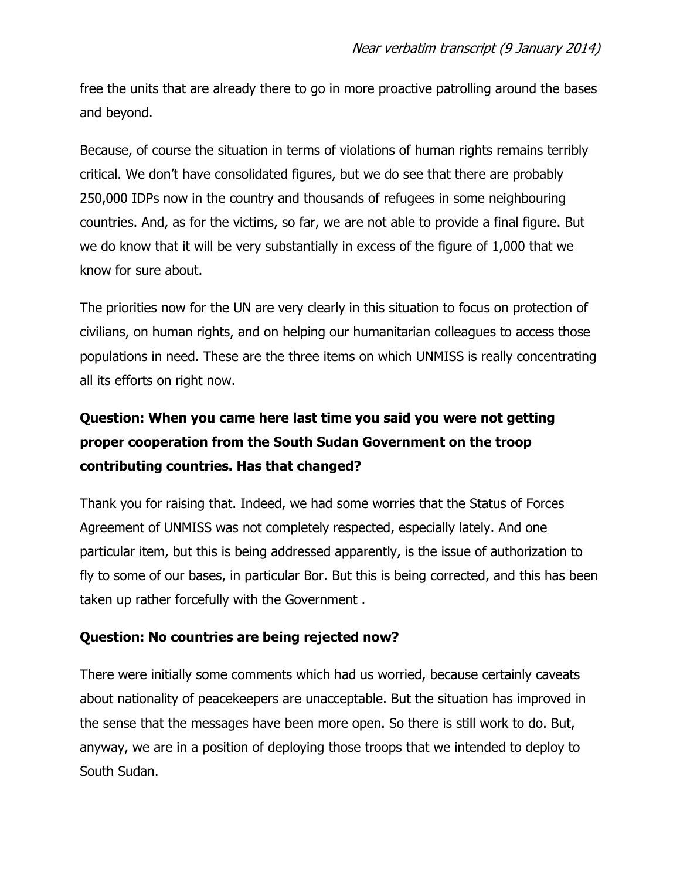free the units that are already there to go in more proactive patrolling around the bases and beyond.

Because, of course the situation in terms of violations of human rights remains terribly critical. We don't have consolidated figures, but we do see that there are probably 250,000 IDPs now in the country and thousands of refugees in some neighbouring countries. And, as for the victims, so far, we are not able to provide a final figure. But we do know that it will be very substantially in excess of the figure of 1,000 that we know for sure about.

The priorities now for the UN are very clearly in this situation to focus on protection of civilians, on human rights, and on helping our humanitarian colleagues to access those populations in need. These are the three items on which UNMISS is really concentrating all its efforts on right now.

**Question: When you came here last time you said you were not getting proper cooperation from the South Sudan Government on the troop contributing countries. Has that changed?**

Thank you for raising that. Indeed, we had some worries that the Status of Forces Agreement of UNMISS was not completely respected, especially lately. And one particular item, but this is being addressed apparently, is the issue of authorization to fly to some of our bases, in particular Bor. But this is being corrected, and this has been taken up rather forcefully with the Government .

**Question: No countries are being rejected now?**

There were initially some comments which had us worried, because certainly caveats about nationality of peacekeepers are unacceptable. But the situation has improved in the sense that the messages have been more open. So there is still work to do. But, anyway, we are in a position of deploying those troops that we intended to deploy to South Sudan.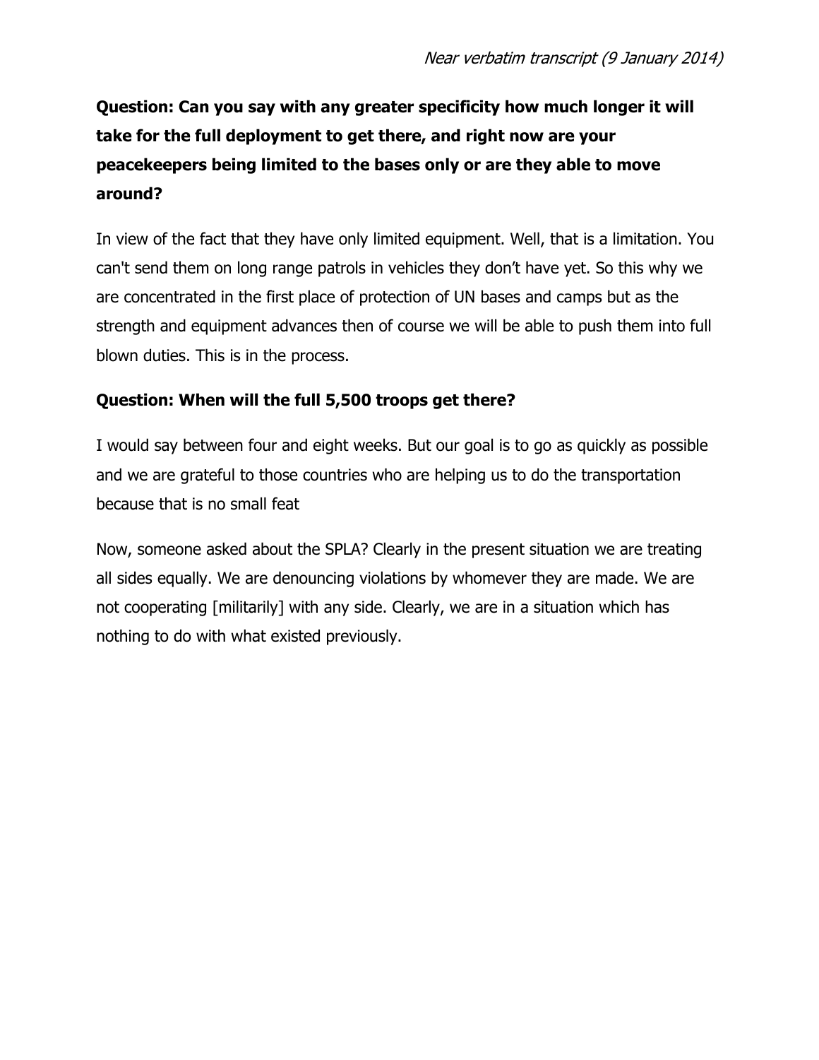**Question: Can you say with any greater specificity how much longer it will take for the full deployment to get there, and right now are your peacekeepers being limited to the bases only or are they able to move around?**

In view of the fact that they have only limited equipment. Well, that is a limitation. You can't send them on long range patrols in vehicles they don't have yet. So this why we are concentrated in the first place of protection of UN bases and camps but as the strength and equipment advances then of course we will be able to push them into full blown duties. This is in the process.

**Question: When will the full 5,500 troops get there?**

I would say between four and eight weeks. But our goal is to go as quickly as possible and we are grateful to those countries who are helping us to do the transportation because that is no small feat

Now, someone asked about the SPLA? Clearly in the present situation we are treating all sides equally. We are denouncing violations by whomever they are made. We are not cooperating [militarily] with any side. Clearly, we are in a situation which has nothing to do with what existed previously.